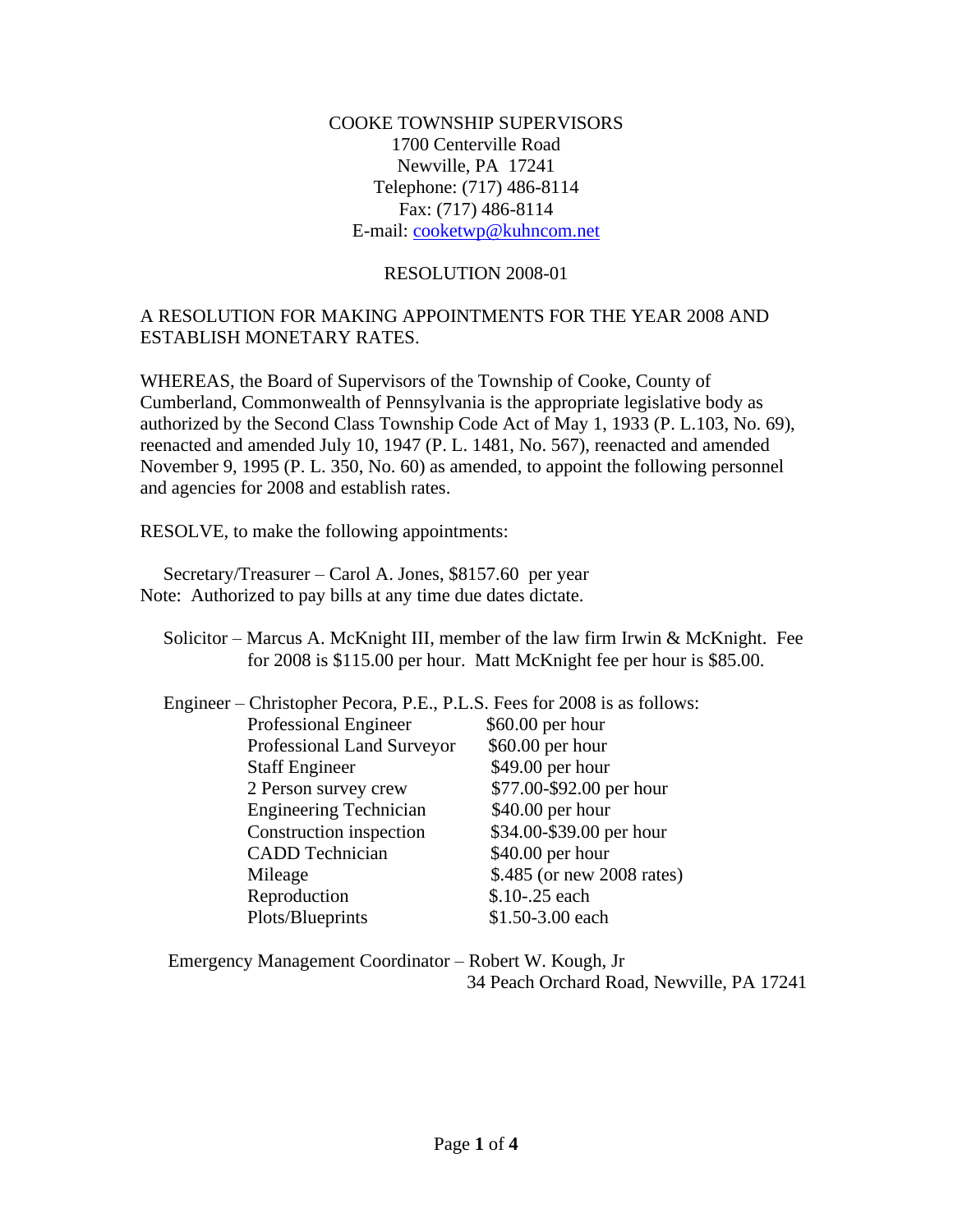COOKE TOWNSHIP SUPERVISORS
1700 Centerville Road
Newville, PA 17241
Telephone: (717) 486-8114
Fax: (717) 486-8114
E-mail: cooketwp@kuhncom.net

RESOLUTION 2008-01

A RESOLUTION FOR MAKING APPOINTMENTS FOR THE YEAR 2008 AND ESTABLISH MONETARY RATES.

WHEREAS, the Board of Supervisors of the Township of Cooke, County of Cumberland, Commonwealth of Pennsylvania is the appropriate legislative body as authorized by the Second Class Township Code Act of May 1, 1933 (P. L.103, No. 69), reenacted and amended July 10, 1947 (P. L. 1481, No. 567), reenacted and amended November 9, 1995 (P. L. 350, No. 60) as amended, to appoint the following personnel and agencies for 2008 and establish rates.

RESOLVE, to make the following appointments:

Secretary/Treasurer – Carol A. Jones, $8157.60 per year
Note: Authorized to pay bills at any time due dates dictate.

Solicitor – Marcus A. McKnight III, member of the law firm Irwin & McKnight. Fee for 2008 is $115.00 per hour. Matt McKnight fee per hour is $85.00.

Engineer – Christopher Pecora, P.E., P.L.S. Fees for 2008 is as follows:

| | |
|---|---|
| Professional Engineer | $60.00 per hour |
| Professional Land Surveyor | $60.00 per hour |
| Staff Engineer | $49.00 per hour |
| 2 Person survey crew | $77.00-$92.00 per hour |
| Engineering Technician | $40.00 per hour |
| Construction inspection | $34.00-$39.00 per hour |
| CADD Technician | $40.00 per hour |
| Mileage | $.485 (or new 2008 rates) |
| Reproduction | $.10-.25 each |
| Plots/Blueprints | $1.50-3.00 each |

Emergency Management Coordinator – Robert W. Kough, Jr
34 Peach Orchard Road, Newville, PA 17241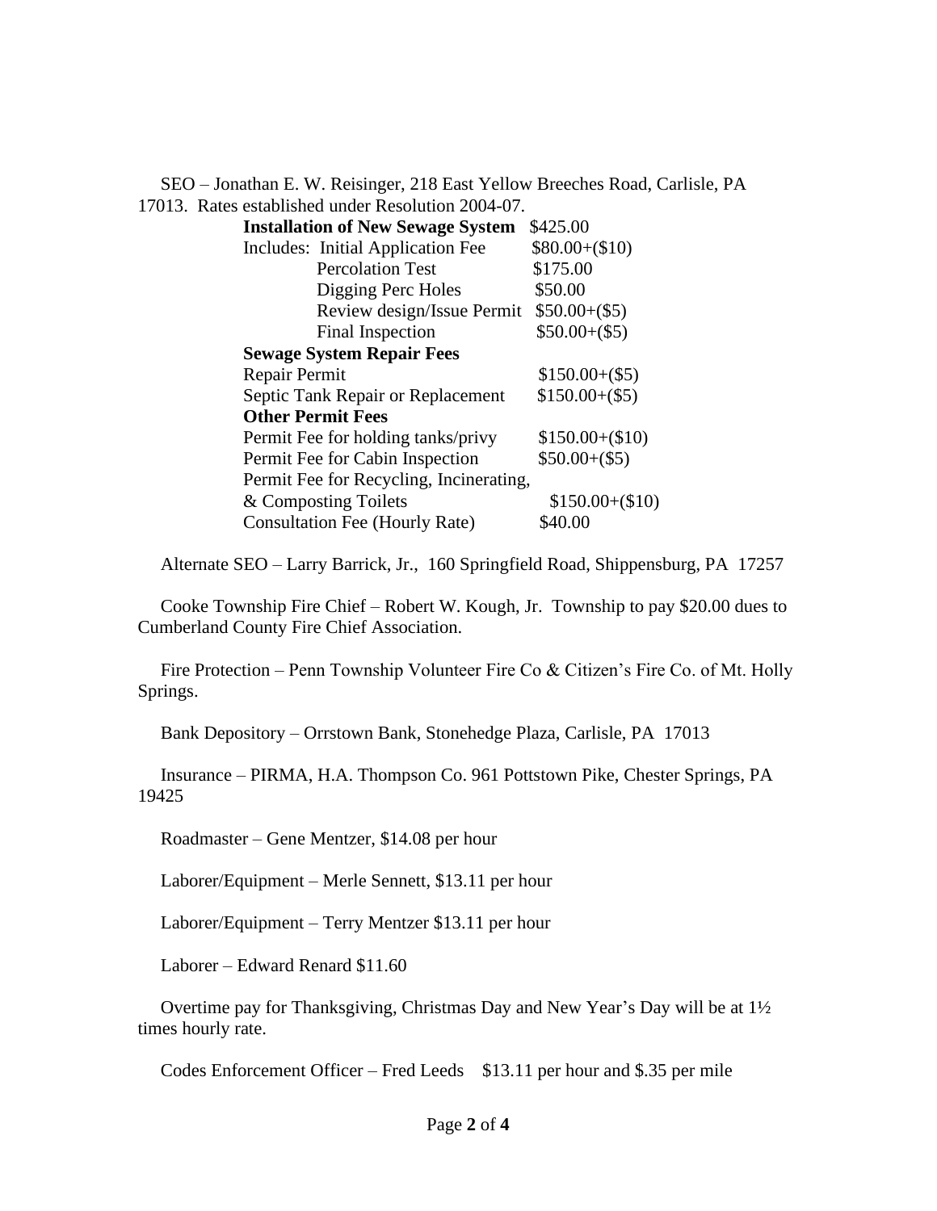SEO – Jonathan E. W. Reisinger, 218 East Yellow Breeches Road, Carlisle, PA 17013. Rates established under Resolution 2004-07.

| | |
|---|---|
| **Installation of New Sewage System** | $425.00 |
| Includes: Initial Application Fee | $80.00+($10) |
| Percolation Test | $175.00 |
| Digging Perc Holes | $50.00 |
| Review design/Issue Permit | $50.00+($5) |
| Final Inspection | $50.00+($5) |
| **Sewage System Repair Fees** | |
| Repair Permit | $150.00+($5) |
| Septic Tank Repair or Replacement | $150.00+($5) |
| **Other Permit Fees** | |
| Permit Fee for holding tanks/privy | $150.00+($10) |
| Permit Fee for Cabin Inspection | $50.00+($5) |
| Permit Fee for Recycling, Incinerating, & Composting Toilets | $150.00+($10) |
| Consultation Fee (Hourly Rate) | $40.00 |

Alternate SEO – Larry Barrick, Jr., 160 Springfield Road, Shippensburg, PA 17257

Cooke Township Fire Chief – Robert W. Kough, Jr. Township to pay $20.00 dues to Cumberland County Fire Chief Association.

Fire Protection – Penn Township Volunteer Fire Co & Citizen's Fire Co. of Mt. Holly Springs.

Bank Depository – Orrstown Bank, Stonehedge Plaza, Carlisle, PA 17013

Insurance – PIRMA, H.A. Thompson Co. 961 Pottstown Pike, Chester Springs, PA 19425

Roadmaster – Gene Mentzer, $14.08 per hour

Laborer/Equipment – Merle Sennett, $13.11 per hour

Laborer/Equipment – Terry Mentzer $13.11 per hour

Laborer – Edward Renard $11.60

Overtime pay for Thanksgiving, Christmas Day and New Year's Day will be at 1½ times hourly rate.

Codes Enforcement Officer – Fred Leeds $13.11 per hour and $.35 per mile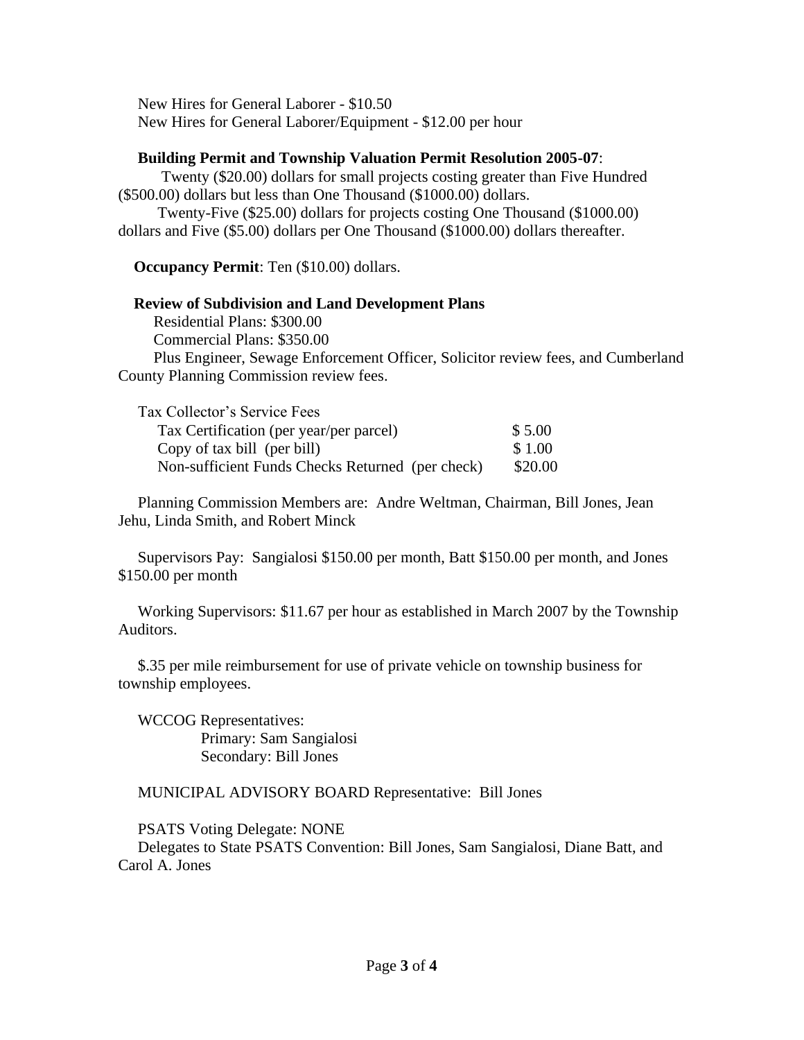New Hires for General Laborer - $10.50

New Hires for General Laborer/Equipment - $12.00 per hour

**Building Permit and Township Valuation Permit Resolution 2005-07**:

Twenty ($20.00) dollars for small projects costing greater than Five Hundred ($500.00) dollars but less than One Thousand ($1000.00) dollars.

Twenty-Five ($25.00) dollars for projects costing One Thousand ($1000.00) dollars and Five ($5.00) dollars per One Thousand ($1000.00) dollars thereafter.

**Occupancy Permit**: Ten ($10.00) dollars.

**Review of Subdivision and Land Development Plans**

Residential Plans: $300.00

Commercial Plans: $350.00

Plus Engineer, Sewage Enforcement Officer, Solicitor review fees, and Cumberland County Planning Commission review fees.

Tax Collector's Service Fees

| | |
|---|---|
| Tax Certification (per year/per parcel) | $ 5.00 |
| Copy of tax bill (per bill) | $ 1.00 |
| Non-sufficient Funds Checks Returned (per check) | $20.00 |

Planning Commission Members are: Andre Weltman, Chairman, Bill Jones, Jean Jehu, Linda Smith, and Robert Minck

Supervisors Pay: Sangialosi $150.00 per month, Batt $150.00 per month, and Jones $150.00 per month

Working Supervisors: $11.67 per hour as established in March 2007 by the Township Auditors.

$.35 per mile reimbursement for use of private vehicle on township business for township employees.

WCCOG Representatives:

Primary: Sam Sangialosi

Secondary: Bill Jones

MUNICIPAL ADVISORY BOARD Representative: Bill Jones

PSATS Voting Delegate: NONE

Delegates to State PSATS Convention: Bill Jones, Sam Sangialosi, Diane Batt, and Carol A. Jones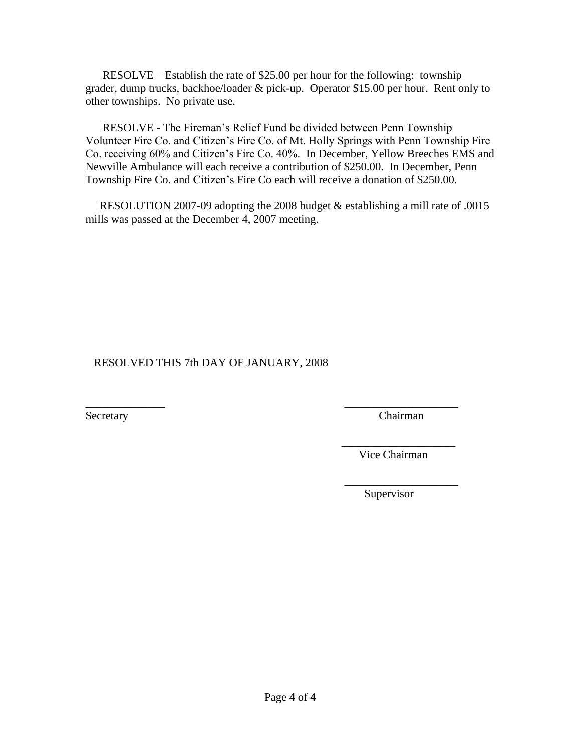RESOLVE – Establish the rate of $25.00 per hour for the following: township grader, dump trucks, backhoe/loader & pick-up. Operator $15.00 per hour. Rent only to other townships. No private use.

RESOLVE - The Fireman's Relief Fund be divided between Penn Township Volunteer Fire Co. and Citizen's Fire Co. of Mt. Holly Springs with Penn Township Fire Co. receiving 60% and Citizen's Fire Co. 40%. In December, Yellow Breeches EMS and Newville Ambulance will each receive a contribution of $250.00. In December, Penn Township Fire Co. and Citizen's Fire Co each will receive a donation of $250.00.

RESOLUTION 2007-09 adopting the 2008 budget & establishing a mill rate of .0015 mills was passed at the December 4, 2007 meeting.

RESOLVED THIS 7th DAY OF JANUARY, 2008

______________ ____________________

Secretary Chairman

____________________

Vice Chairman

____________________

Supervisor